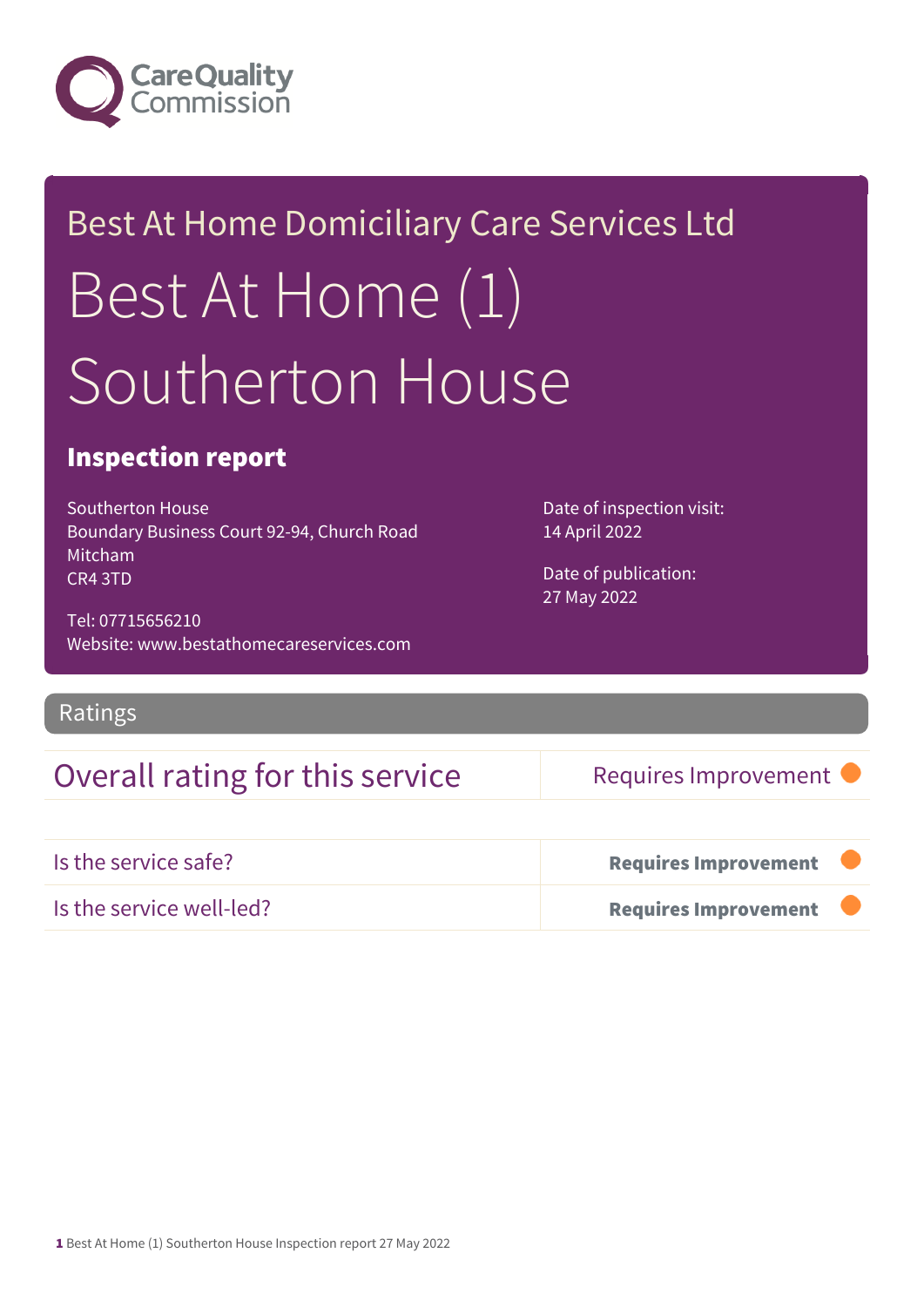Care Quality Commission

# Best At Home Domiciliary Care Services Ltd

# Best At Home (1) Southerton House

## Inspection report

Southerton House
Boundary Business Court 92-94, Church Road
Mitcham
CR4 3TD

Tel: 07715656210
Website: www.bestathomecareservices.com

Date of inspection visit:
14 April 2022

Date of publication:
27 May 2022

## Ratings

| Overall rating for this service | Requires Improvement |
|---|---|
| Is the service safe? | **Requires Improvement** |
| Is the service well-led? | **Requires Improvement** |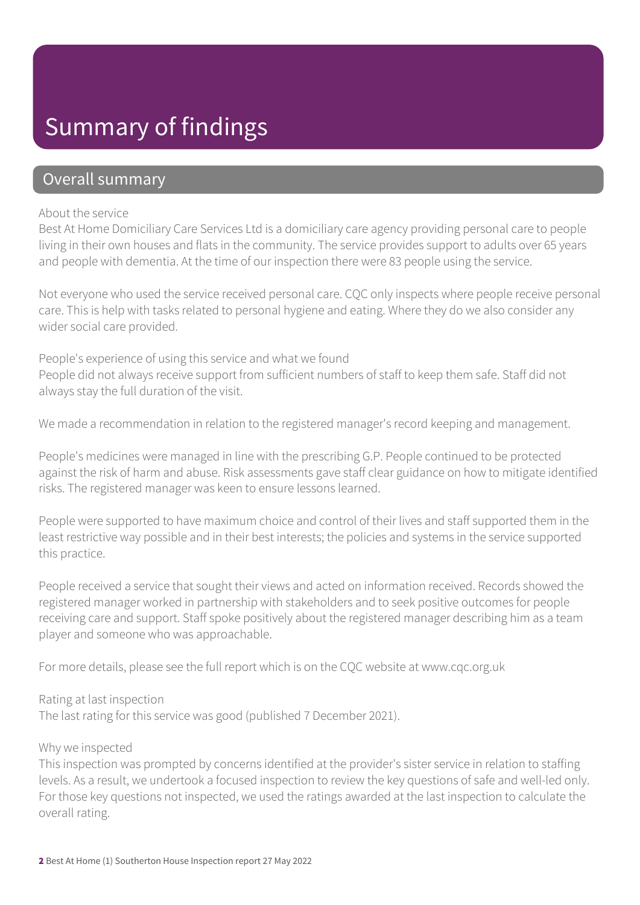# Summary of findings

## Overall summary

About the service

Best At Home Domiciliary Care Services Ltd is a domiciliary care agency providing personal care to people living in their own houses and flats in the community. The service provides support to adults over 65 years and people with dementia. At the time of our inspection there were 83 people using the service.

Not everyone who used the service received personal care. CQC only inspects where people receive personal care. This is help with tasks related to personal hygiene and eating. Where they do we also consider any wider social care provided.

People's experience of using this service and what we found

People did not always receive support from sufficient numbers of staff to keep them safe. Staff did not always stay the full duration of the visit.

We made a recommendation in relation to the registered manager's record keeping and management.

People's medicines were managed in line with the prescribing G.P. People continued to be protected against the risk of harm and abuse. Risk assessments gave staff clear guidance on how to mitigate identified risks. The registered manager was keen to ensure lessons learned.

People were supported to have maximum choice and control of their lives and staff supported them in the least restrictive way possible and in their best interests; the policies and systems in the service supported this practice.

People received a service that sought their views and acted on information received. Records showed the registered manager worked in partnership with stakeholders and to seek positive outcomes for people receiving care and support. Staff spoke positively about the registered manager describing him as a team player and someone who was approachable.

For more details, please see the full report which is on the CQC website at www.cqc.org.uk

Rating at last inspection

The last rating for this service was good (published 7 December 2021).

Why we inspected

This inspection was prompted by concerns identified at the provider's sister service in relation to staffing levels. As a result, we undertook a focused inspection to review the key questions of safe and well-led only. For those key questions not inspected, we used the ratings awarded at the last inspection to calculate the overall rating.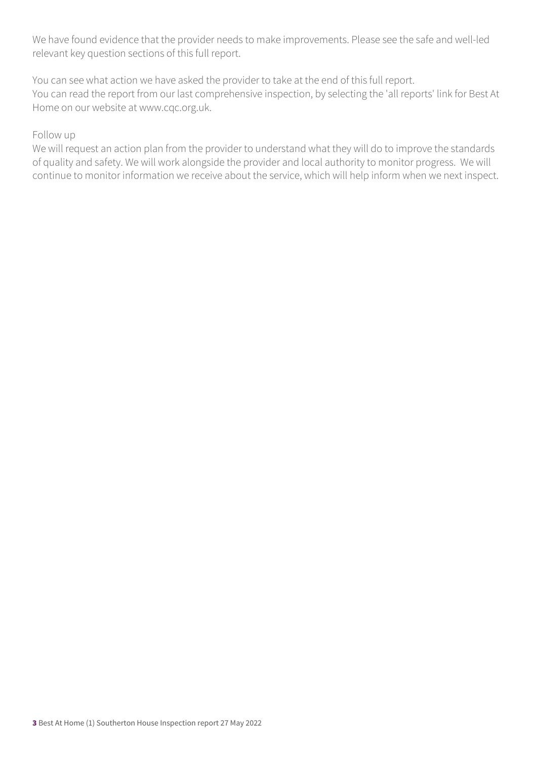We have found evidence that the provider needs to make improvements. Please see the safe and well-led relevant key question sections of this full report.

You can see what action we have asked the provider to take at the end of this full report.
You can read the report from our last comprehensive inspection, by selecting the 'all reports' link for Best At Home on our website at www.cqc.org.uk.

Follow up
We will request an action plan from the provider to understand what they will do to improve the standards of quality and safety. We will work alongside the provider and local authority to monitor progress. We will continue to monitor information we receive about the service, which will help inform when we next inspect.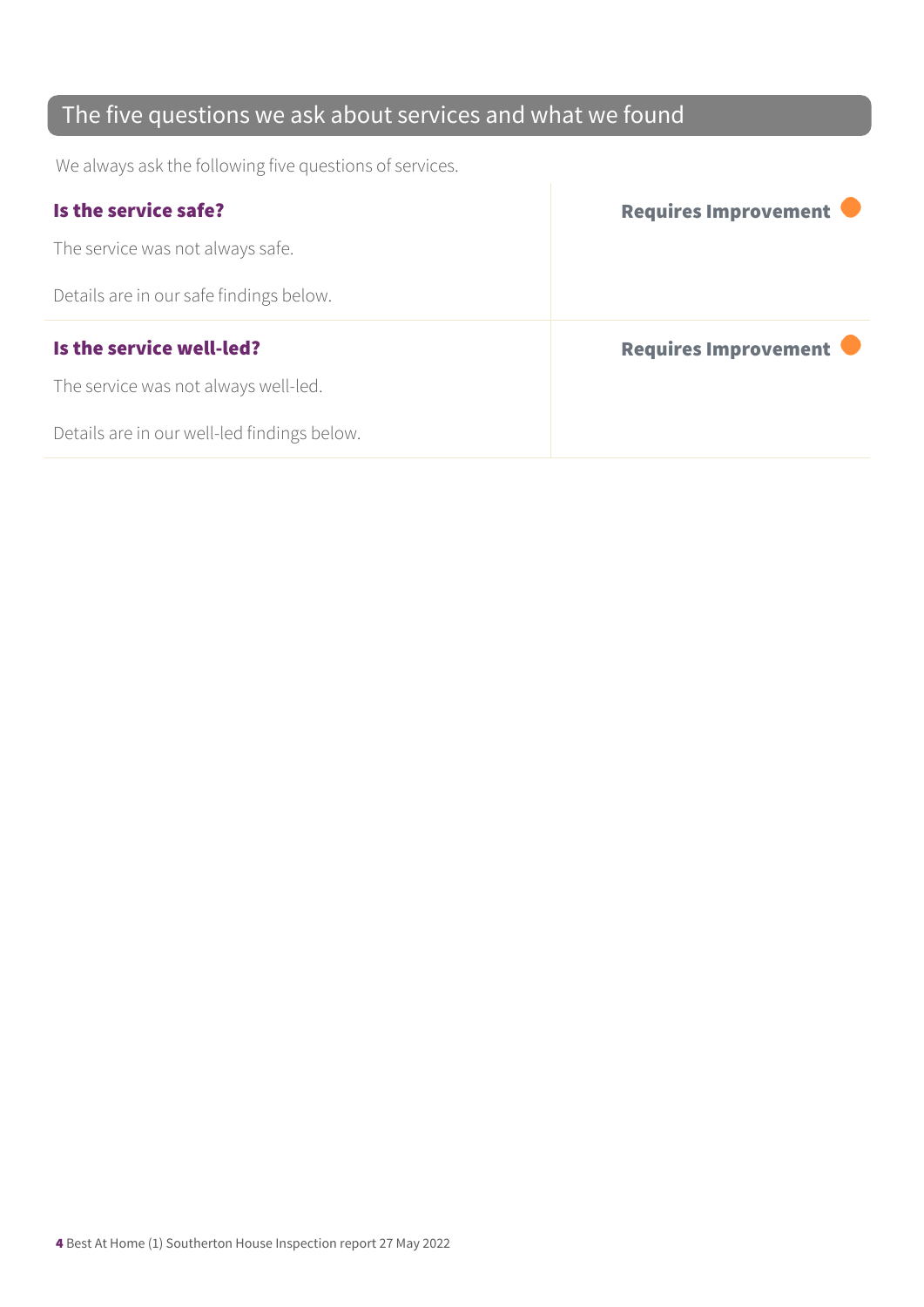## The five questions we ask about services and what we found

We always ask the following five questions of services.

| | |
|---|---|
| **Is the service safe?**<br><br>The service was not always safe.<br><br>Details are in our safe findings below. | **Requires Improvement** |
| **Is the service well-led?**<br><br>The service was not always well-led.<br><br>Details are in our well-led findings below. | **Requires Improvement** |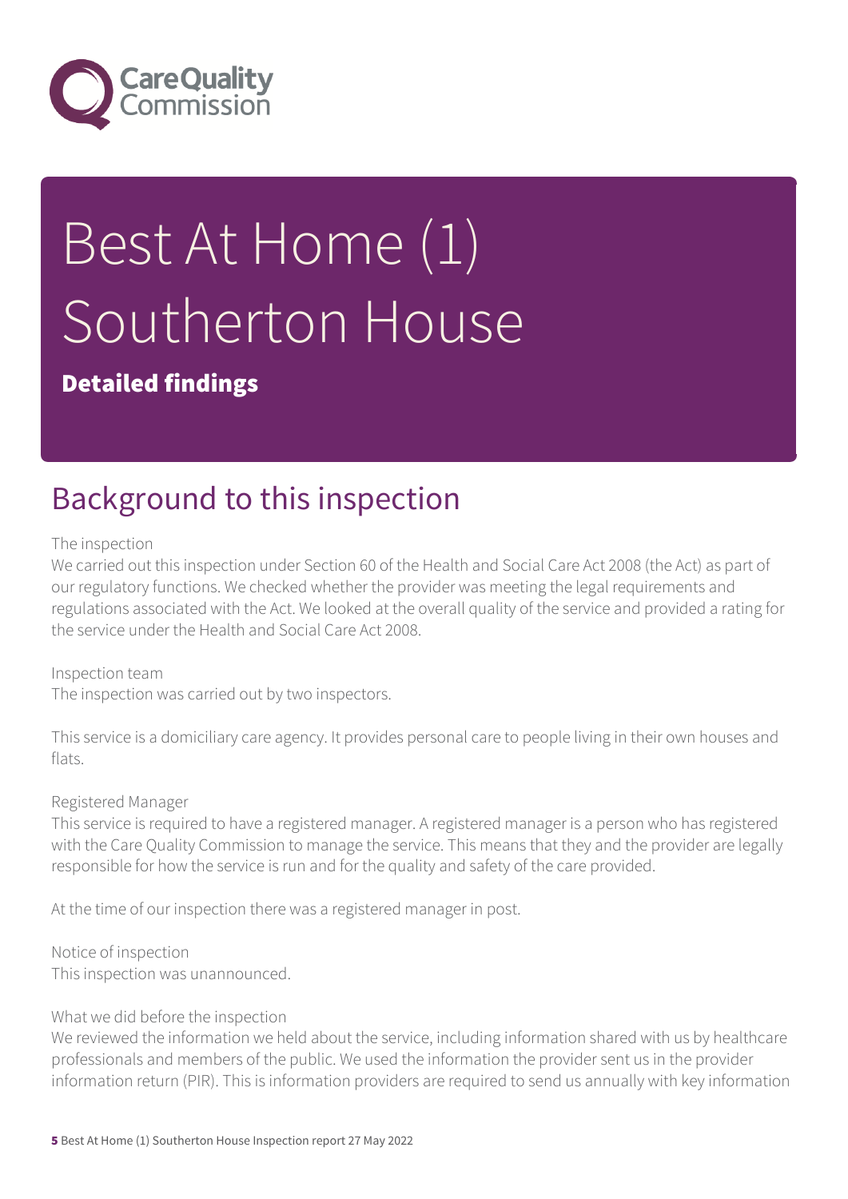# Best At Home (1) Southerton House

**Detailed findings**

## Background to this inspection

The inspection

We carried out this inspection under Section 60 of the Health and Social Care Act 2008 (the Act) as part of our regulatory functions. We checked whether the provider was meeting the legal requirements and regulations associated with the Act. We looked at the overall quality of the service and provided a rating for the service under the Health and Social Care Act 2008.

Inspection team

The inspection was carried out by two inspectors.

This service is a domiciliary care agency. It provides personal care to people living in their own houses and flats.

Registered Manager

This service is required to have a registered manager. A registered manager is a person who has registered with the Care Quality Commission to manage the service. This means that they and the provider are legally responsible for how the service is run and for the quality and safety of the care provided.

At the time of our inspection there was a registered manager in post.

Notice of inspection

This inspection was unannounced.

What we did before the inspection

We reviewed the information we held about the service, including information shared with us by healthcare professionals and members of the public. We used the information the provider sent us in the provider information return (PIR). This is information providers are required to send us annually with key information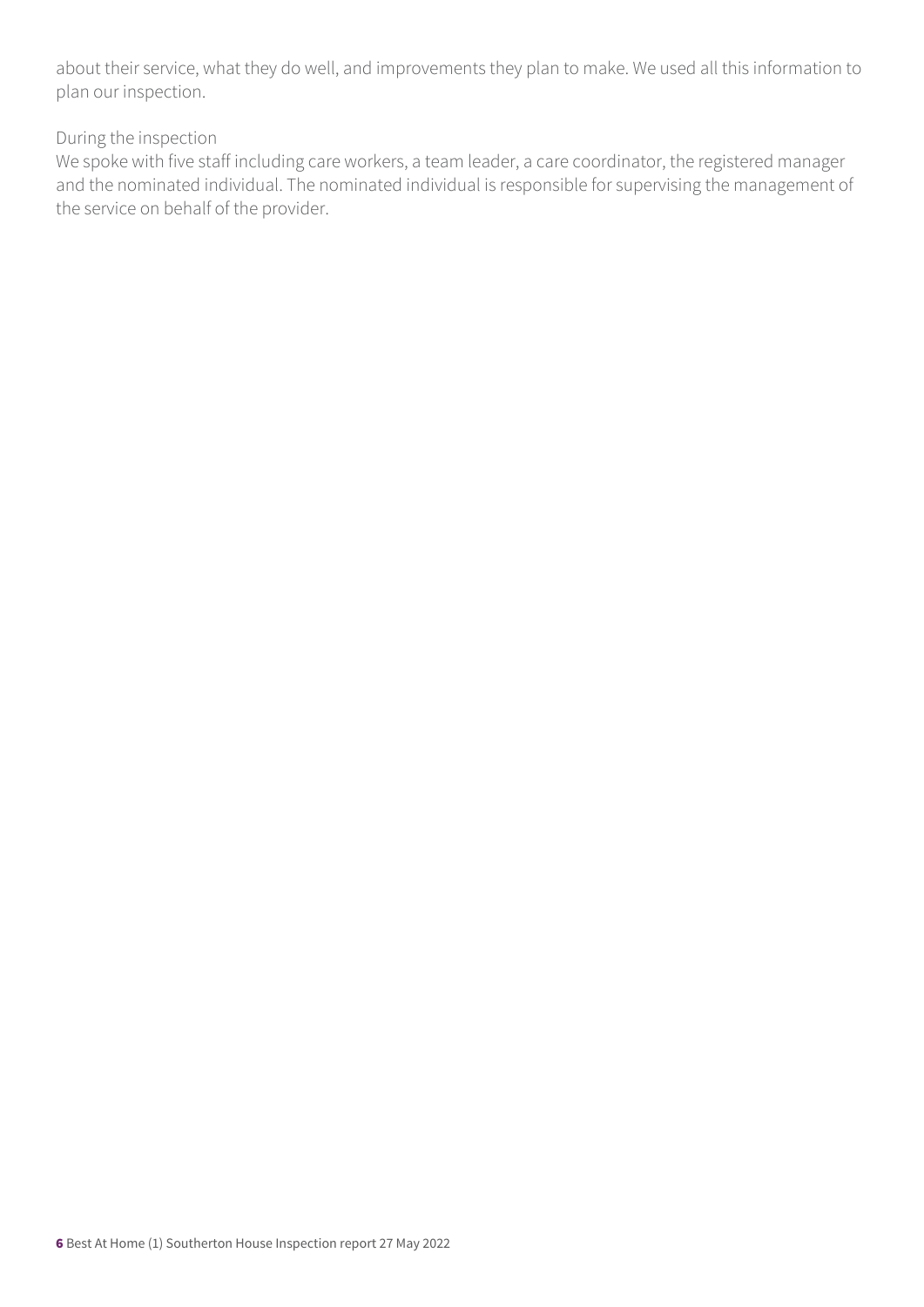about their service, what they do well, and improvements they plan to make. We used all this information to plan our inspection.

During the inspection
We spoke with five staff including care workers, a team leader, a care coordinator, the registered manager and the nominated individual. The nominated individual is responsible for supervising the management of the service on behalf of the provider.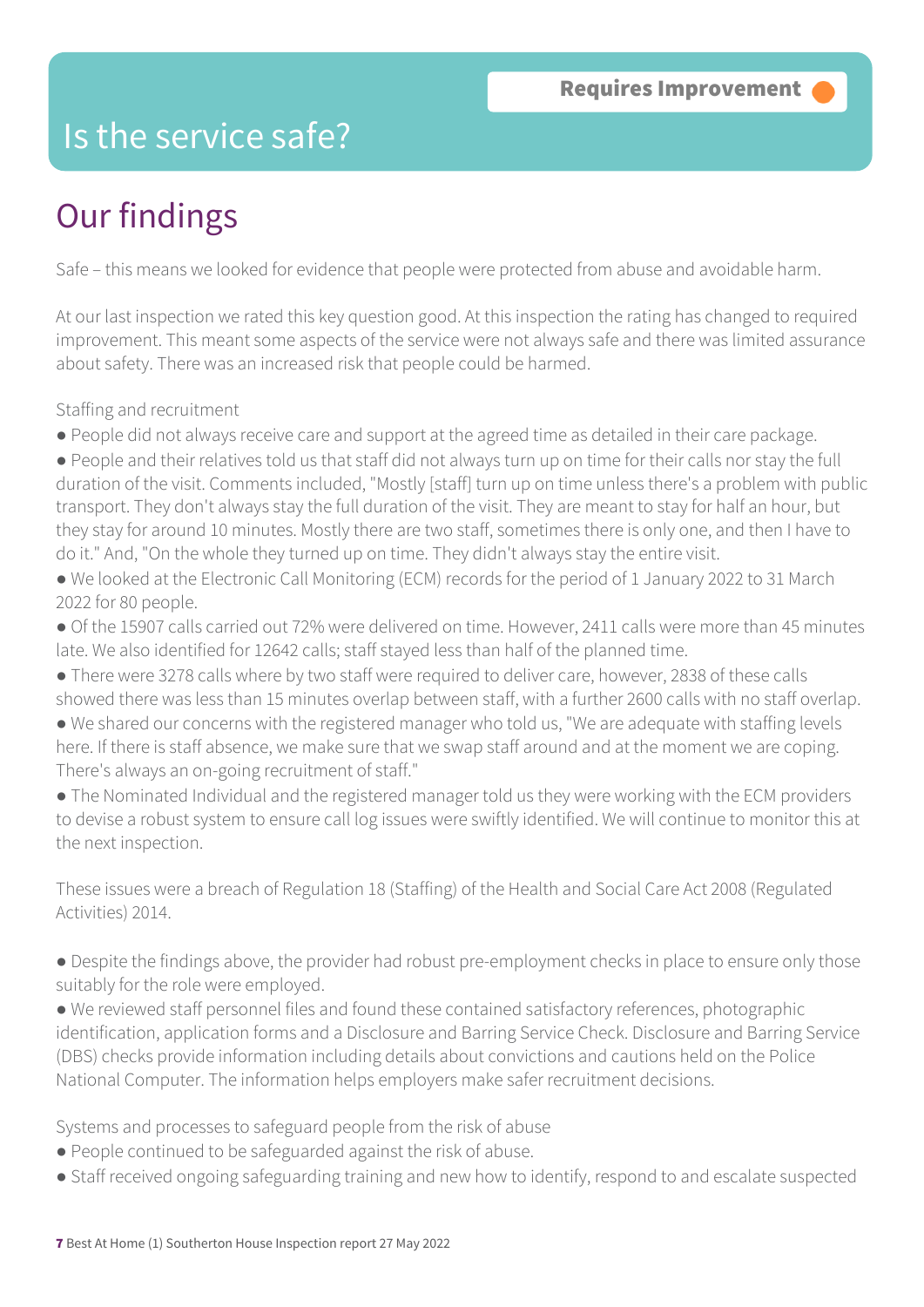# Is the service safe?

**Requires Improvement**

## Our findings

Safe – this means we looked for evidence that people were protected from abuse and avoidable harm.

At our last inspection we rated this key question good. At this inspection the rating has changed to required improvement. This meant some aspects of the service were not always safe and there was limited assurance about safety. There was an increased risk that people could be harmed.

Staffing and recruitment

- People did not always receive care and support at the agreed time as detailed in their care package.
- People and their relatives told us that staff did not always turn up on time for their calls nor stay the full duration of the visit. Comments included, "Mostly [staff] turn up on time unless there's a problem with public transport. They don't always stay the full duration of the visit. They are meant to stay for half an hour, but they stay for around 10 minutes. Mostly there are two staff, sometimes there is only one, and then I have to do it." And, "On the whole they turned up on time. They didn't always stay the entire visit.
- We looked at the Electronic Call Monitoring (ECM) records for the period of 1 January 2022 to 31 March 2022 for 80 people.
- Of the 15907 calls carried out 72% were delivered on time. However, 2411 calls were more than 45 minutes late. We also identified for 12642 calls; staff stayed less than half of the planned time.
- There were 3278 calls where by two staff were required to deliver care, however, 2838 of these calls showed there was less than 15 minutes overlap between staff, with a further 2600 calls with no staff overlap.
- We shared our concerns with the registered manager who told us, "We are adequate with staffing levels here. If there is staff absence, we make sure that we swap staff around and at the moment we are coping. There's always an on-going recruitment of staff."
- The Nominated Individual and the registered manager told us they were working with the ECM providers to devise a robust system to ensure call log issues were swiftly identified. We will continue to monitor this at the next inspection.

These issues were a breach of Regulation 18 (Staffing) of the Health and Social Care Act 2008 (Regulated Activities) 2014.

- Despite the findings above, the provider had robust pre-employment checks in place to ensure only those suitably for the role were employed.
- We reviewed staff personnel files and found these contained satisfactory references, photographic identification, application forms and a Disclosure and Barring Service Check. Disclosure and Barring Service (DBS) checks provide information including details about convictions and cautions held on the Police National Computer. The information helps employers make safer recruitment decisions.

Systems and processes to safeguard people from the risk of abuse

- People continued to be safeguarded against the risk of abuse.
- Staff received ongoing safeguarding training and new how to identify, respond to and escalate suspected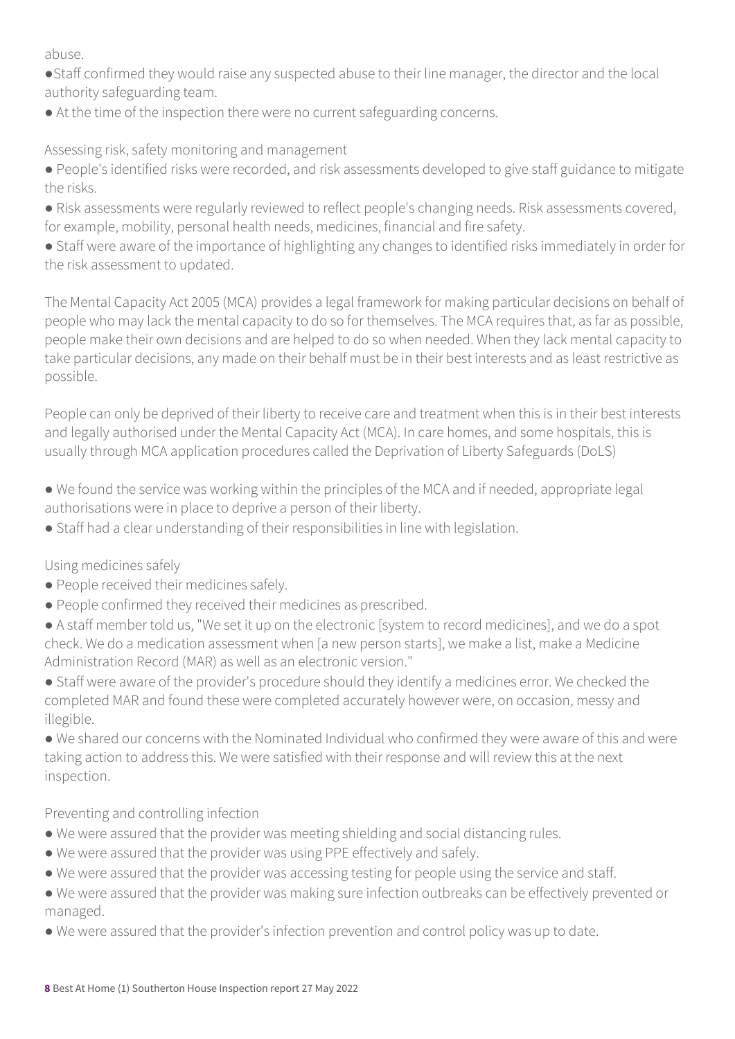abuse.

- Staff confirmed they would raise any suspected abuse to their line manager, the director and the local authority safeguarding team.
- At the time of the inspection there were no current safeguarding concerns.

Assessing risk, safety monitoring and management

- People's identified risks were recorded, and risk assessments developed to give staff guidance to mitigate the risks.
- Risk assessments were regularly reviewed to reflect people's changing needs. Risk assessments covered, for example, mobility, personal health needs, medicines, financial and fire safety.
- Staff were aware of the importance of highlighting any changes to identified risks immediately in order for the risk assessment to updated.

The Mental Capacity Act 2005 (MCA) provides a legal framework for making particular decisions on behalf of people who may lack the mental capacity to do so for themselves. The MCA requires that, as far as possible, people make their own decisions and are helped to do so when needed. When they lack mental capacity to take particular decisions, any made on their behalf must be in their best interests and as least restrictive as possible.

People can only be deprived of their liberty to receive care and treatment when this is in their best interests and legally authorised under the Mental Capacity Act (MCA). In care homes, and some hospitals, this is usually through MCA application procedures called the Deprivation of Liberty Safeguards (DoLS)

- We found the service was working within the principles of the MCA and if needed, appropriate legal authorisations were in place to deprive a person of their liberty.
- Staff had a clear understanding of their responsibilities in line with legislation.

Using medicines safely

- People received their medicines safely.
- People confirmed they received their medicines as prescribed.
- A staff member told us, "We set it up on the electronic [system to record medicines], and we do a spot check. We do a medication assessment when [a new person starts], we make a list, make a Medicine Administration Record (MAR) as well as an electronic version."
- Staff were aware of the provider's procedure should they identify a medicines error. We checked the completed MAR and found these were completed accurately however were, on occasion, messy and illegible.
- We shared our concerns with the Nominated Individual who confirmed they were aware of this and were taking action to address this. We were satisfied with their response and will review this at the next inspection.

Preventing and controlling infection

- We were assured that the provider was meeting shielding and social distancing rules.
- We were assured that the provider was using PPE effectively and safely.
- We were assured that the provider was accessing testing for people using the service and staff.
- We were assured that the provider was making sure infection outbreaks can be effectively prevented or managed.
- We were assured that the provider's infection prevention and control policy was up to date.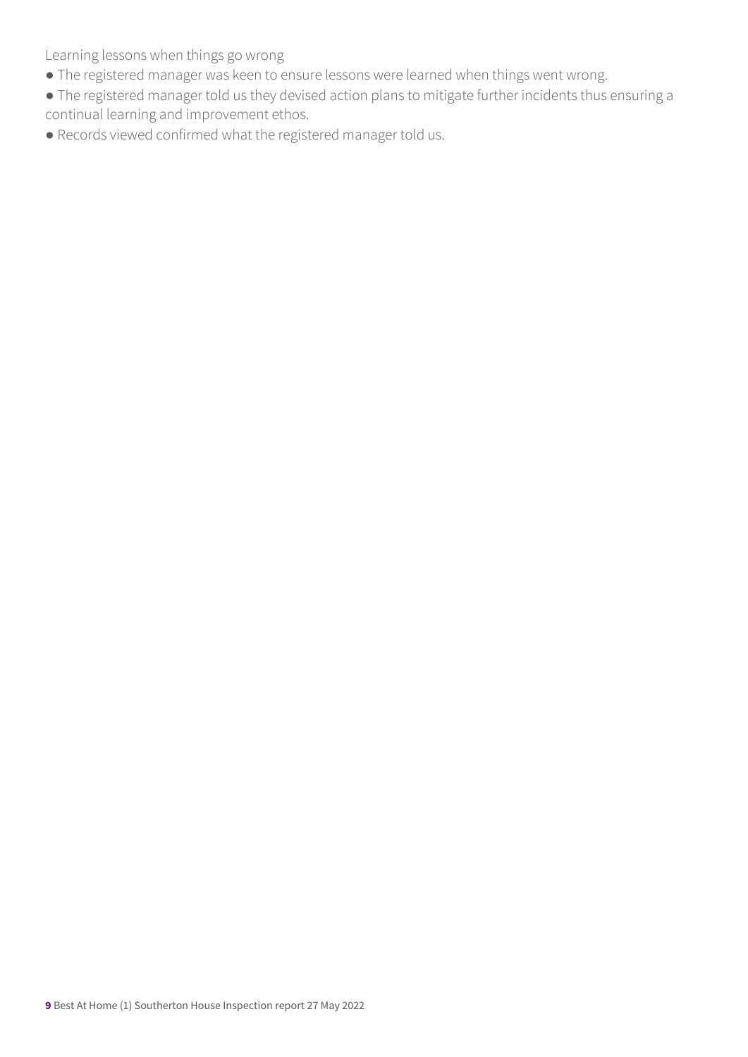Learning lessons when things go wrong

- The registered manager was keen to ensure lessons were learned when things went wrong.
- The registered manager told us they devised action plans to mitigate further incidents thus ensuring a continual learning and improvement ethos.
- Records viewed confirmed what the registered manager told us.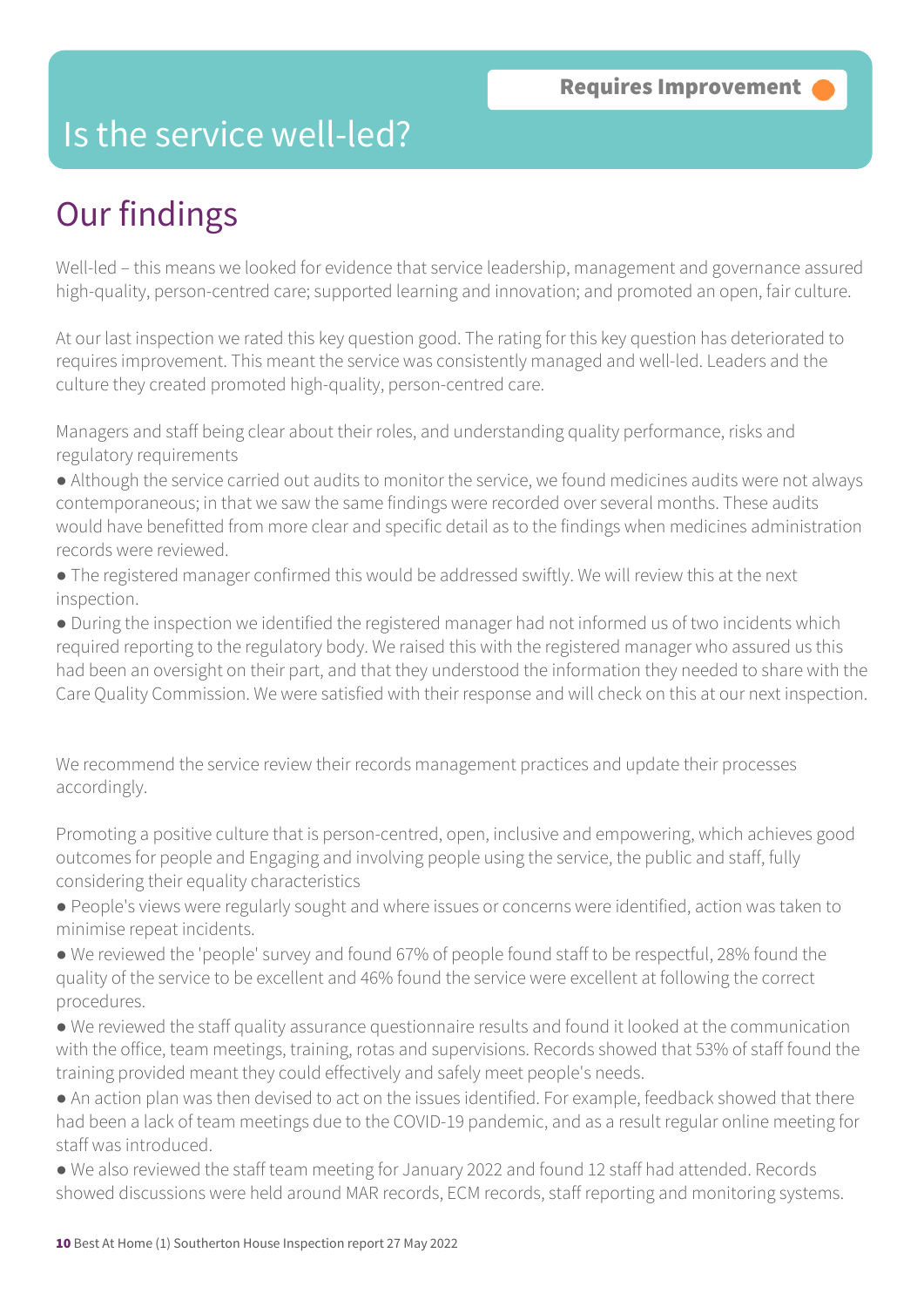Requires Improvement

# Is the service well-led?

## Our findings

Well-led – this means we looked for evidence that service leadership, management and governance assured high-quality, person-centred care; supported learning and innovation; and promoted an open, fair culture.

At our last inspection we rated this key question good. The rating for this key question has deteriorated to requires improvement. This meant the service was consistently managed and well-led. Leaders and the culture they created promoted high-quality, person-centred care.

Managers and staff being clear about their roles, and understanding quality performance, risks and regulatory requirements

- Although the service carried out audits to monitor the service, we found medicines audits were not always contemporaneous; in that we saw the same findings were recorded over several months. These audits would have benefitted from more clear and specific detail as to the findings when medicines administration records were reviewed.
- The registered manager confirmed this would be addressed swiftly. We will review this at the next inspection.
- During the inspection we identified the registered manager had not informed us of two incidents which required reporting to the regulatory body. We raised this with the registered manager who assured us this had been an oversight on their part, and that they understood the information they needed to share with the Care Quality Commission. We were satisfied with their response and will check on this at our next inspection.

We recommend the service review their records management practices and update their processes accordingly.

Promoting a positive culture that is person-centred, open, inclusive and empowering, which achieves good outcomes for people and Engaging and involving people using the service, the public and staff, fully considering their equality characteristics

- People's views were regularly sought and where issues or concerns were identified, action was taken to minimise repeat incidents.
- We reviewed the 'people' survey and found 67% of people found staff to be respectful, 28% found the quality of the service to be excellent and 46% found the service were excellent at following the correct procedures.
- We reviewed the staff quality assurance questionnaire results and found it looked at the communication with the office, team meetings, training, rotas and supervisions. Records showed that 53% of staff found the training provided meant they could effectively and safely meet people's needs.
- An action plan was then devised to act on the issues identified. For example, feedback showed that there had been a lack of team meetings due to the COVID-19 pandemic, and as a result regular online meeting for staff was introduced.
- We also reviewed the staff team meeting for January 2022 and found 12 staff had attended. Records showed discussions were held around MAR records, ECM records, staff reporting and monitoring systems.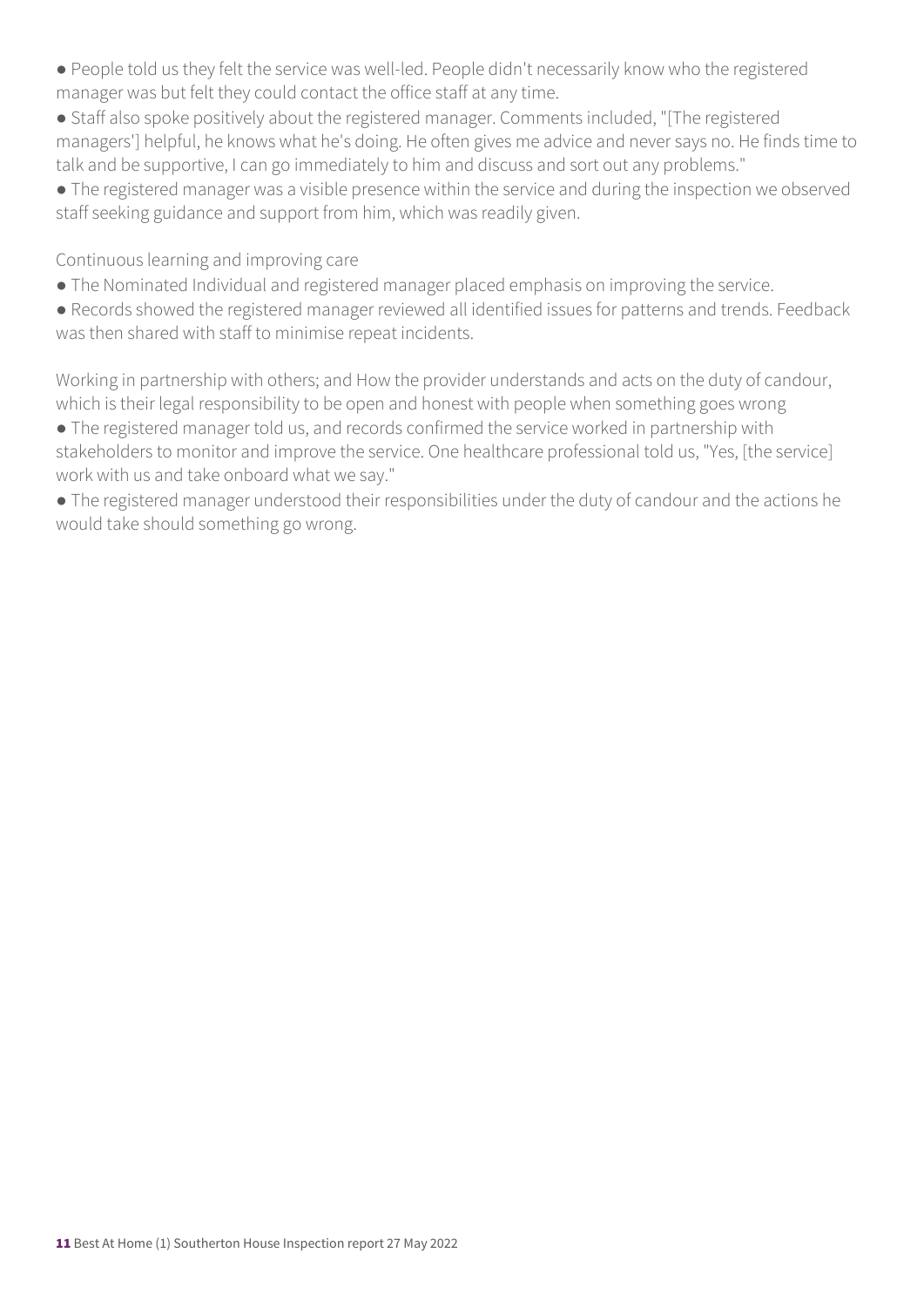- People told us they felt the service was well-led. People didn't necessarily know who the registered manager was but felt they could contact the office staff at any time.
- Staff also spoke positively about the registered manager. Comments included, "[The registered managers'] helpful, he knows what he's doing. He often gives me advice and never says no. He finds time to talk and be supportive, I can go immediately to him and discuss and sort out any problems."
- The registered manager was a visible presence within the service and during the inspection we observed staff seeking guidance and support from him, which was readily given.

Continuous learning and improving care

- The Nominated Individual and registered manager placed emphasis on improving the service.
- Records showed the registered manager reviewed all identified issues for patterns and trends. Feedback was then shared with staff to minimise repeat incidents.

Working in partnership with others; and How the provider understands and acts on the duty of candour, which is their legal responsibility to be open and honest with people when something goes wrong

- The registered manager told us, and records confirmed the service worked in partnership with stakeholders to monitor and improve the service. One healthcare professional told us, "Yes, [the service] work with us and take onboard what we say."
- The registered manager understood their responsibilities under the duty of candour and the actions he would take should something go wrong.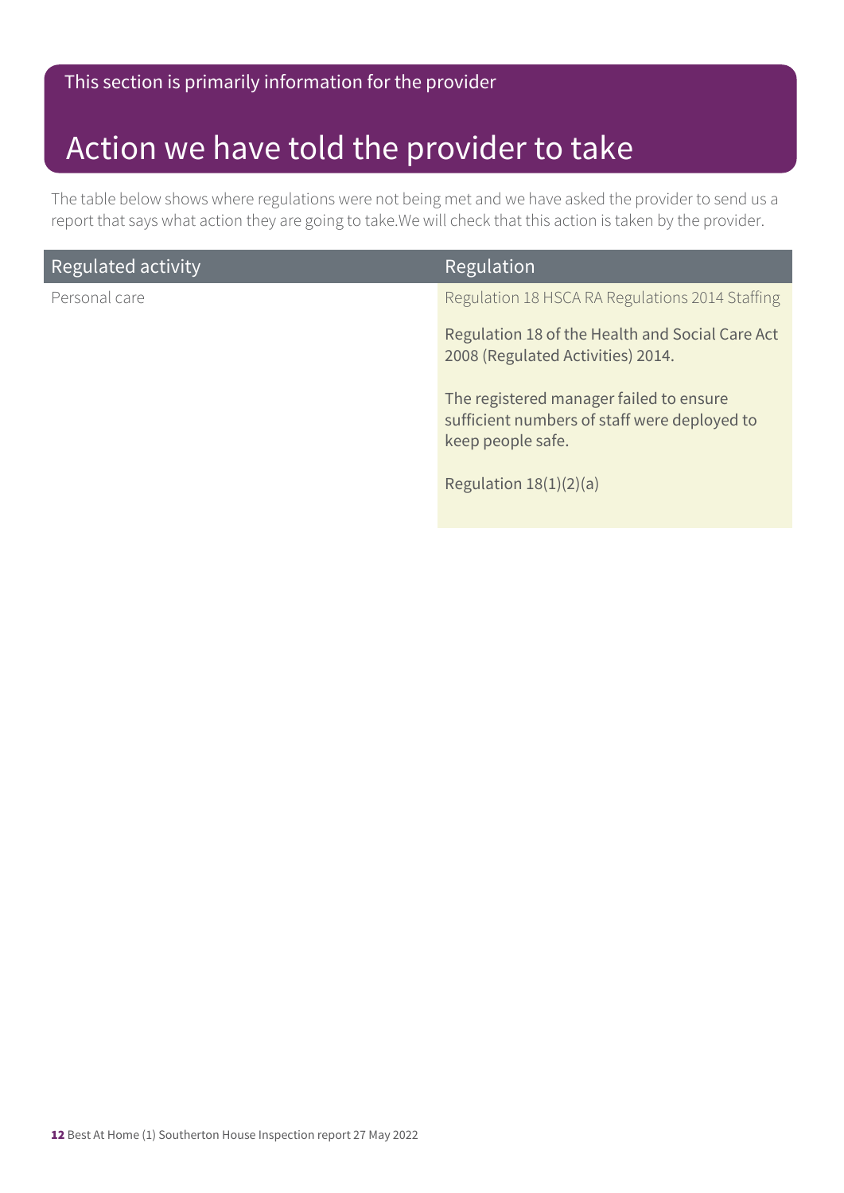This section is primarily information for the provider

# Action we have told the provider to take

The table below shows where regulations were not being met and we have asked the provider to send us a report that says what action they are going to take.We will check that this action is taken by the provider.

| Regulated activity | Regulation |
| --- | --- |
| Personal care | Regulation 18 HSCA RA Regulations 2014 Staffing<br><br>Regulation 18 of the Health and Social Care Act 2008 (Regulated Activities) 2014.<br><br>The registered manager failed to ensure sufficient numbers of staff were deployed to keep people safe.<br><br>Regulation 18(1)(2)(a) |